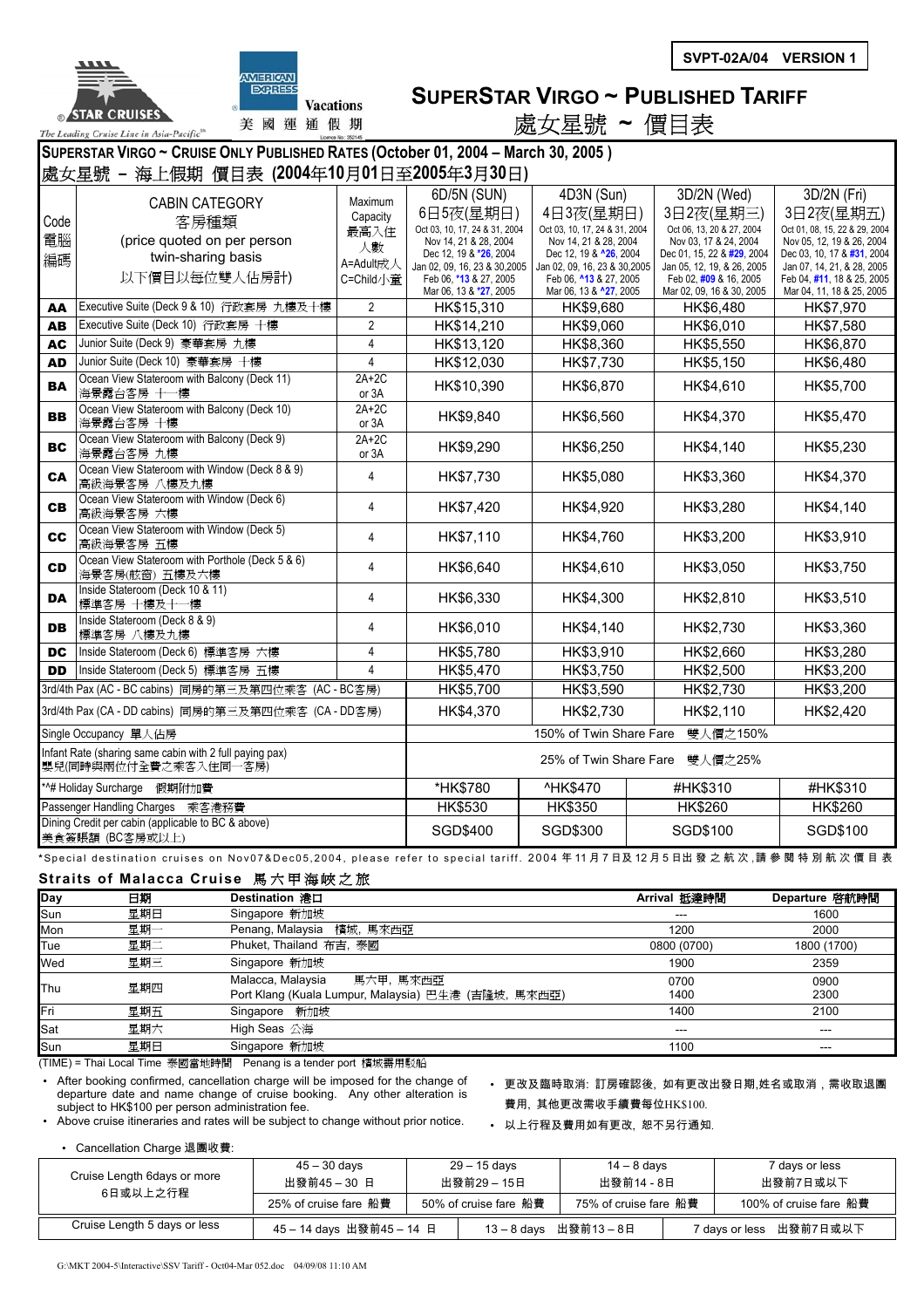SVPT-02A/04 VERSION 1

STAR CRUISES — The Leading Cruise Line in Asia-Pacific

AMERICAN EXPRESS Vacations 美國運通假期

# SUPERSTAR VIRGO ~ PUBLISHED TARIFF
# 處女星號 ~ 價目表

## SUPERSTAR VIRGO ~ CRUISE ONLY PUBLISHED RATES (October 01, 2004 – March 30, 2005 )
## 處女星號 – 海上假期 價目表 (2004年10月01日至2005年3月30日)

| Code 電腦編碼 | CABIN CATEGORY 客房種類 (price quoted on per person twin-sharing basis 以下價目以每位雙人佔房計) | Maximum Capacity 最高入住人數 A=Adult成人 C=Child小童 | 6D/5N (SUN) 6日5夜(星期日) Oct 03, 10, 17, 24 & 31, 2004 Nov 14, 21 & 28, 2004 Dec 12, 19 & *26, 2004 Jan 02, 09, 16, 23 & 30,2005 Feb 06, *13 & 27, 2005 Mar 06, 13 & *27, 2005 | 4D3N (Sun) 4日3夜(星期日) Oct 03, 10, 17, 24 & 31, 2004 Nov 14, 21 & 28, 2004 Dec 12, 19 & ^26, 2004 Jan 02, 09, 16, 23 & 30,2005 Feb 06, ^13 & 27, 2005 Mar 06, 13 & ^27, 2005 | 3D/2N (Wed) 3日2夜(星期三) Oct 06, 13, 20 & 27, 2004 Nov 03, 17 & 24, 2004 Dec 01, 15, 22 & #29, 2004 Jan 05, 12, 19, & 26, 2005 Feb 02, #09 & 16, 2005 Mar 02, 09, 16 & 30, 2005 | 3D/2N (Fri) 3日2夜(星期五) Oct 01, 08, 15, 22 & 29, 2004 Nov 05, 12, 19 & 26, 2004 Dec 03, 10, 17 & #31, 2004 Jan 07, 14, 21, & 28, 2005 Feb 04, #11, 18 & 25, 2005 Mar 04, 11, 18 & 25, 2005 |
|---|---|---|---|---|---|---|
| AA | Executive Suite (Deck 9 & 10) 行政套房 九樓及十樓 | 2 | HK$15,310 | HK$9,680 | HK$6,480 | HK$7,970 |
| AB | Executive Suite (Deck 10) 行政套房 十樓 | 2 | HK$14,210 | HK$9,060 | HK$6,010 | HK$7,580 |
| AC | Junior Suite (Deck 9) 豪華套房 九樓 | 4 | HK$13,120 | HK$8,360 | HK$5,550 | HK$6,870 |
| AD | Junior Suite (Deck 10) 豪華套房 十樓 | 4 | HK$12,030 | HK$7,730 | HK$5,150 | HK$6,480 |
| BA | Ocean View Stateroom with Balcony (Deck 11) 海景露台客房 十一樓 | 2A+2C or 3A | HK$10,390 | HK$6,870 | HK$4,610 | HK$5,700 |
| BB | Ocean View Stateroom with Balcony (Deck 10) 海景露台客房 十樓 | 2A+2C or 3A | HK$9,840 | HK$6,560 | HK$4,370 | HK$5,470 |
| BC | Ocean View Stateroom with Balcony (Deck 9) 海景露台客房 九樓 | 2A+2C or 3A | HK$9,290 | HK$6,250 | HK$4,140 | HK$5,230 |
| CA | Ocean View Stateroom with Window (Deck 8 & 9) 高級海景客房 八樓及九樓 | 4 | HK$7,730 | HK$5,080 | HK$3,360 | HK$4,370 |
| CB | Ocean View Stateroom with Window (Deck 6) 高級海景客房 六樓 | 4 | HK$7,420 | HK$4,920 | HK$3,280 | HK$4,140 |
| CC | Ocean View Stateroom with Window (Deck 5) 高級海景客房 五樓 | 4 | HK$7,110 | HK$4,760 | HK$3,200 | HK$3,910 |
| CD | Ocean View Stateroom with Porthole (Deck 5 & 6) 海景客房(舷窗) 五樓及六樓 | 4 | HK$6,640 | HK$4,610 | HK$3,050 | HK$3,750 |
| DA | Inside Stateroom (Deck 10 & 11) 標準客房 十樓及十一樓 | 4 | HK$6,330 | HK$4,300 | HK$2,810 | HK$3,510 |
| DB | Inside Stateroom (Deck 8 & 9) 標準客房 八樓及九樓 | 4 | HK$6,010 | HK$4,140 | HK$2,730 | HK$3,360 |
| DC | Inside Stateroom (Deck 6) 標準客房 六樓 | 4 | HK$5,780 | HK$3,910 | HK$2,660 | HK$3,280 |
| DD | Inside Stateroom (Deck 5) 標準客房 五樓 | 4 | HK$5,470 | HK$3,750 | HK$2,500 | HK$3,200 |
| 3rd/4th Pax (AC - BC cabins) 同房的第三及第四位乘客 (AC - BC客房) | | | HK$5,700 | HK$3,590 | HK$2,730 | HK$3,200 |
| 3rd/4th Pax (CA - DD cabins) 同房的第三及第四位乘客 (CA - DD客房) | | | HK$4,370 | HK$2,730 | HK$2,110 | HK$2,420 |
| Single Occupancy 單人佔房 | | | 150% of Twin Share Fare 雙人價之150% | | | |
| Infant Rate (sharing same cabin with 2 full paying pax) 嬰兒(同時與兩位付全費之乘客入住同一客房) | | | 25% of Twin Share Fare 雙人價之25% | | | |
| *^# Holiday Surcharge 假期附加費 | | | *HK$780 | ^HK$470 | #HK$310 | #HK$310 |
| Passenger Handling Charges 乘客港務費 | | | HK$530 | HK$350 | HK$260 | HK$260 |
| Dining Credit per cabin (applicable to BC & above) 美食簽賬額 (BC客房或以上) | | | SGD$400 | SGD$300 | SGD$100 | SGD$100 |

*Special destination cruises on Nov07&Dec05,2004, please refer to special tariff. 2004年11月7日及12月5日出發之航次,請參閱特別航次價目表

### Straits of Malacca Cruise 馬六甲海峽之旅

| Day | 日期 | Destination 港口 | Arrival 抵達時間 | Departure 啓航時間 |
|---|---|---|---|---|
| Sun | 星期日 | Singapore 新加坡 | --- | 1600 |
| Mon | 星期一 | Penang, Malaysia 檳城, 馬來西亞 | 1200 | 2000 |
| Tue | 星期二 | Phuket, Thailand 布吉, 泰國 | 0800 (0700) | 1800 (1700) |
| Wed | 星期三 | Singapore 新加坡 | 1900 | 2359 |
| Thu | 星期四 | Malacca, Malaysia 馬六甲, 馬來西亞<br>Port Klang (Kuala Lumpur, Malaysia) 巴生港 (吉隆坡, 馬來西亞) | 0700<br>1400 | 0900<br>2300 |
| Fri | 星期五 | Singapore 新加坡 | 1400 | 2100 |
| Sat | 星期六 | High Seas 公海 | --- | --- |
| Sun | 星期日 | Singapore 新加坡 | 1100 | --- |

(TIME) = Thai Local Time 泰國當地時間 Penang is a tender port 檳城需用駁船

- After booking confirmed, cancellation charge will be imposed for the change of departure date and name change of cruise booking. Any other alteration is subject to HK$100 per person administration fee.
- Above cruise itineraries and rates will be subject to change without prior notice.
- 更改及臨時取消: 訂房確認後, 如有更改出發日期,姓名或取消，需收取退團費用, 其他更改需收手續費每位HK$100.
- 以上行程及費用如有更改, 恕不另行通知.

- Cancellation Charge 退團收費:

| | | | | |
|---|---|---|---|---|
| Cruise Length 6days or more 6日或以上之行程 | 45 – 30 days 出發前45 – 30 日 | 29 – 15 days 出發前29 – 15日 | 14 – 8 days 出發前14 - 8日 | 7 days or less 出發前7日或以下 |
| | 25% of cruise fare 船費 | 50% of cruise fare 船費 | 75% of cruise fare 船費 | 100% of cruise fare 船費 |
| Cruise Length 5 days or less | 45 – 14 days 出發前45 – 14 日 | 13 – 8 days 出發前13 – 8日 | 7 days or less 出發前7日或以下 | |

G:\MKT 2004-5\Interactive\SSV Tariff - Oct04-Mar 052.doc 04/09/08 11:10 AM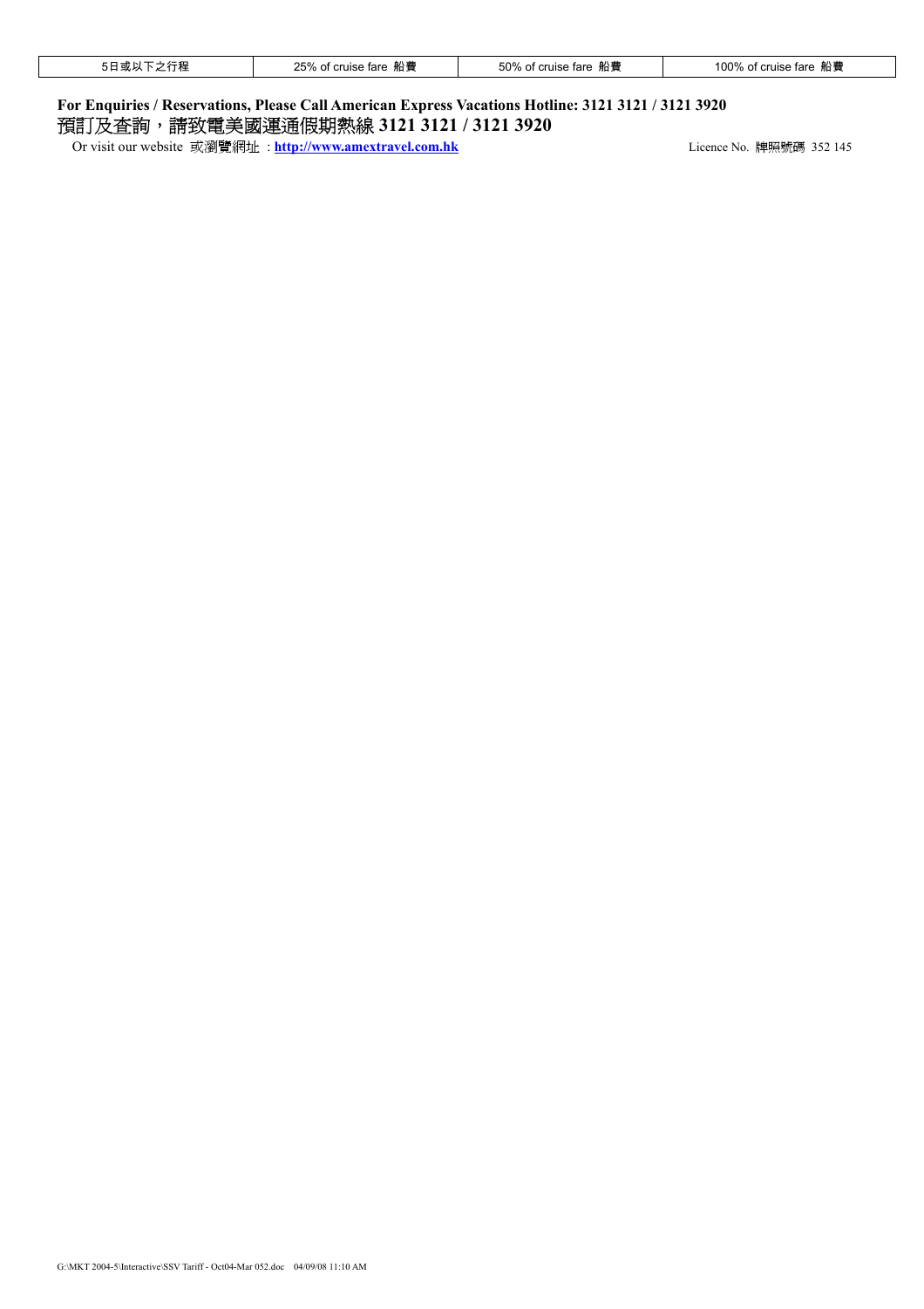| | | | |
|---|---|---|---|
| 5日或以下之行程 | 25% of cruise fare 船費 | 50% of cruise fare 船費 | 100% of cruise fare 船費 |

**For Enquiries / Reservations, Please Call American Express Vacations Hotline: 3121 3121 / 3121 3920**

預訂及查詢，請致電美國運通假期熱線 **3121 3121 / 3121 3920**

Or visit our website 或瀏覽網址：**http://www.amextravel.com.hk**

Licence No. 牌照號碼 352 145

G:\MKT 2004-5\Interactive\SSV Tariff - Oct04-Mar 052.doc 04/09/08 11:10 AM